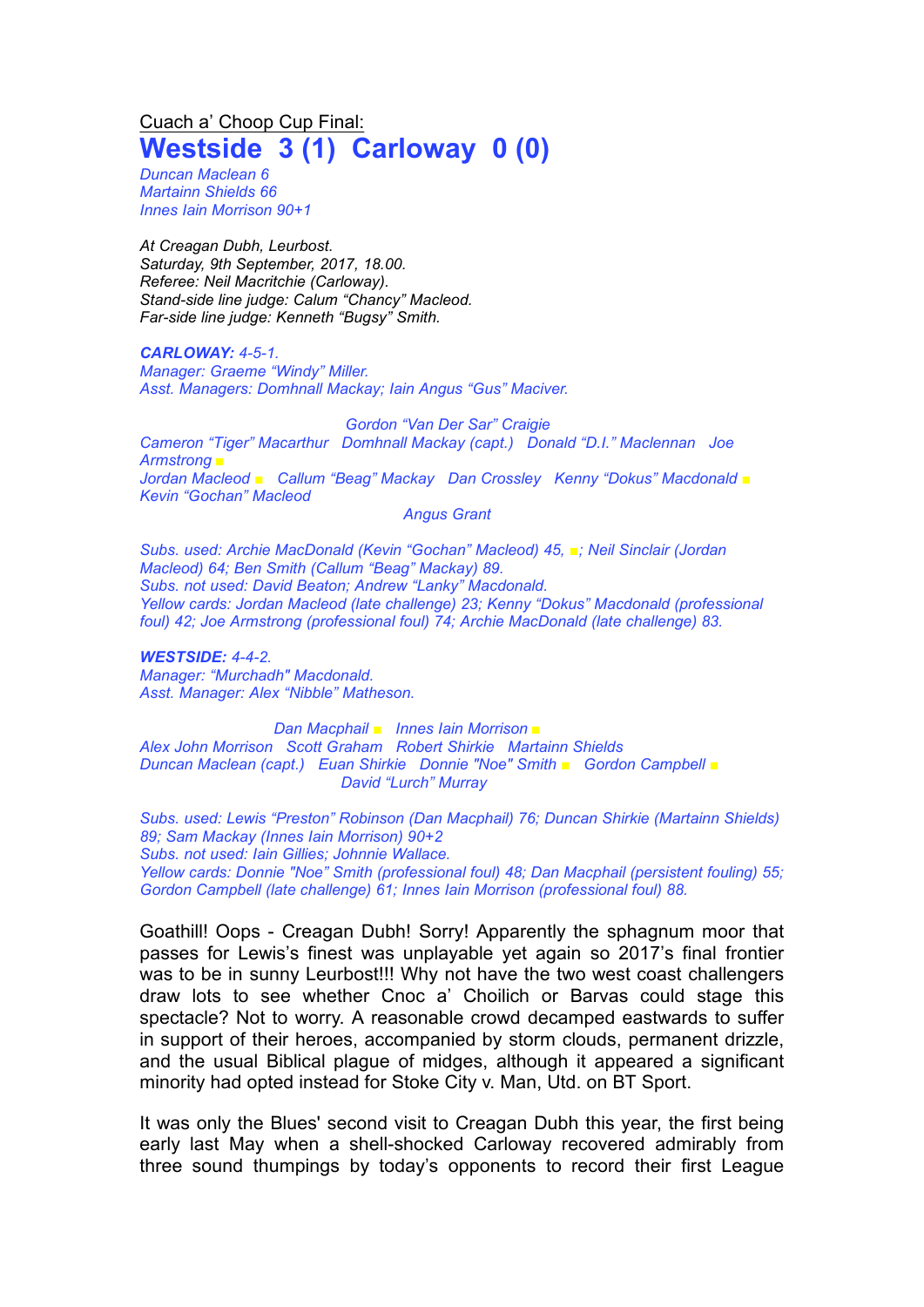Cuach a' Choop Cup Final:

# Westside 3 (1) Carloway 0 (0)

*Duncan Maclean 6*
*Martainn Shields 66*
*Innes Iain Morrison 90+1*

*At Creagan Dubh, Leurbost.*
*Saturday, 9th September, 2017, 18.00.*
*Referee: Neil Macritchie (Carloway).*
*Stand-side line judge: Calum "Chancy" Macleod.*
*Far-side line judge: Kenneth "Bugsy" Smith.*

***CARLOWAY:*** *4-5-1.*
*Manager: Graeme "Windy" Miller.*
*Asst. Managers: Domhnall Mackay; Iain Angus "Gus" Maciver.*

*Gordon "Van Der Sar" Craigie*
*Cameron "Tiger" Macarthur Domhnall Mackay (capt.) Donald "D.I." Maclennan Joe Armstrong ■*
*Jordan Macleod ■ Callum "Beag" Mackay Dan Crossley Kenny "Dokus" Macdonald ■ Kevin "Gochan" Macleod*
*Angus Grant*

*Subs. used: Archie MacDonald (Kevin "Gochan" Macleod) 45, ■; Neil Sinclair (Jordan Macleod) 64; Ben Smith (Callum "Beag" Mackay) 89.*
*Subs. not used: David Beaton; Andrew "Lanky" Macdonald.*
*Yellow cards: Jordan Macleod (late challenge) 23; Kenny "Dokus" Macdonald (professional foul) 42; Joe Armstrong (professional foul) 74; Archie MacDonald (late challenge) 83.*

***WESTSIDE:*** *4-4-2.*
*Manager: "Murchadh" Macdonald.*
*Asst. Manager: Alex "Nibble" Matheson.*

*Dan Macphail ■ Innes Iain Morrison ■*
*Alex John Morrison Scott Graham Robert Shirkie Martainn Shields*
*Duncan Maclean (capt.) Euan Shirkie Donnie "Noe" Smith ■ Gordon Campbell ■*
*David "Lurch" Murray*

*Subs. used: Lewis "Preston" Robinson (Dan Macphail) 76; Duncan Shirkie (Martainn Shields) 89; Sam Mackay (Innes Iain Morrison) 90+2*
*Subs. not used: Iain Gillies; Johnnie Wallace.*
*Yellow cards: Donnie "Noe" Smith (professional foul) 48; Dan Macphail (persistent fouling) 55; Gordon Campbell (late challenge) 61; Innes Iain Morrison (professional foul) 88.*

Goathill! Oops - Creagan Dubh! Sorry! Apparently the sphagnum moor that passes for Lewis's finest was unplayable yet again so 2017's final frontier was to be in sunny Leurbost!!! Why not have the two west coast challengers draw lots to see whether Cnoc a' Choilich or Barvas could stage this spectacle? Not to worry. A reasonable crowd decamped eastwards to suffer in support of their heroes, accompanied by storm clouds, permanent drizzle, and the usual Biblical plague of midges, although it appeared a significant minority had opted instead for Stoke City v. Man, Utd. on BT Sport.

It was only the Blues' second visit to Creagan Dubh this year, the first being early last May when a shell-shocked Carloway recovered admirably from three sound thumpings by today's opponents to record their first League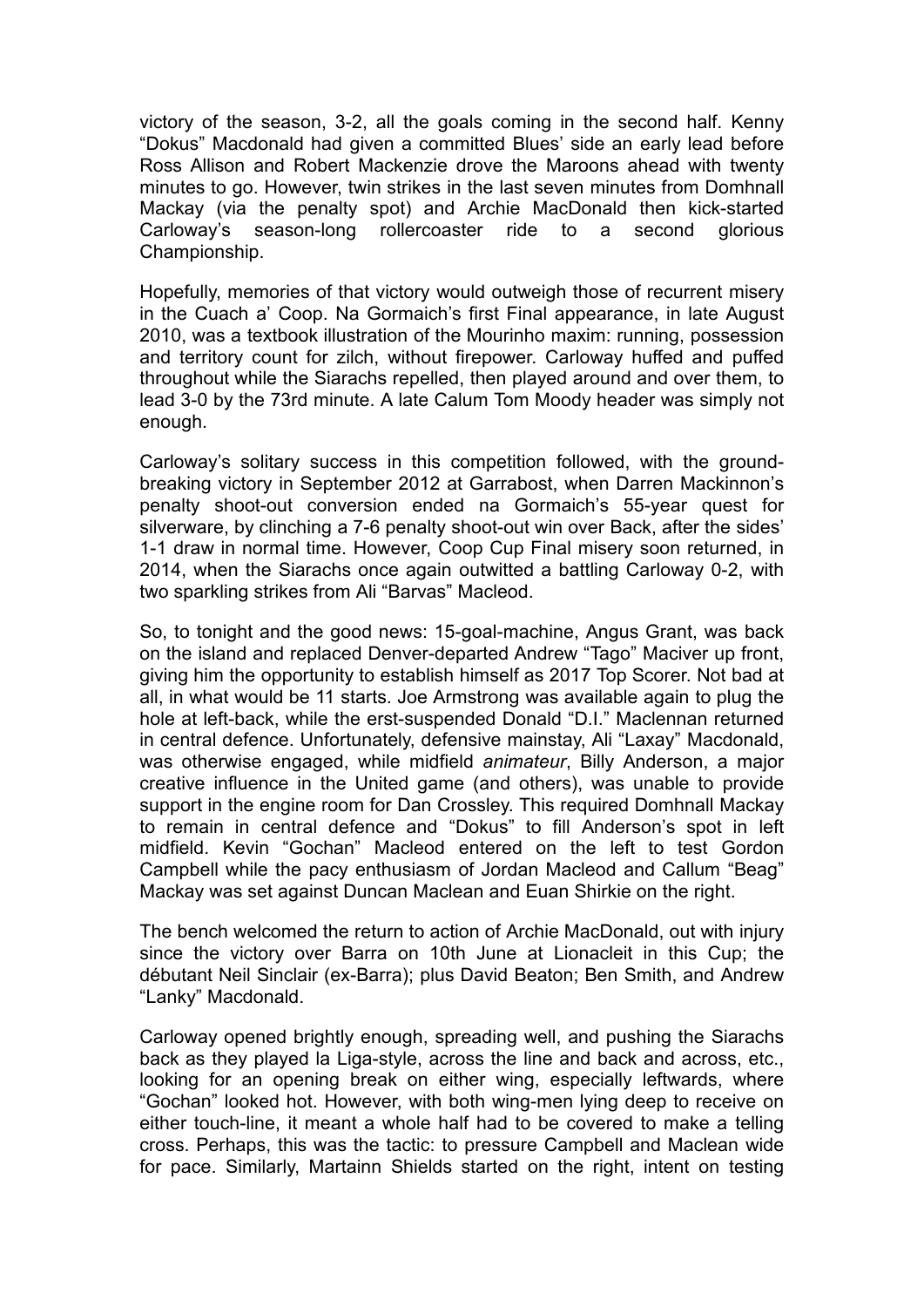victory of the season, 3-2, all the goals coming in the second half. Kenny "Dokus" Macdonald had given a committed Blues' side an early lead before Ross Allison and Robert Mackenzie drove the Maroons ahead with twenty minutes to go. However, twin strikes in the last seven minutes from Domhnall Mackay (via the penalty spot) and Archie MacDonald then kick-started Carloway's season-long rollercoaster ride to a second glorious Championship.

Hopefully, memories of that victory would outweigh those of recurrent misery in the Cuach a' Coop. Na Gormaich's first Final appearance, in late August 2010, was a textbook illustration of the Mourinho maxim: running, possession and territory count for zilch, without firepower. Carloway huffed and puffed throughout while the Siarachs repelled, then played around and over them, to lead 3-0 by the 73rd minute. A late Calum Tom Moody header was simply not enough.

Carloway's solitary success in this competition followed, with the ground-breaking victory in September 2012 at Garrabost, when Darren Mackinnon's penalty shoot-out conversion ended na Gormaich's 55-year quest for silverware, by clinching a 7-6 penalty shoot-out win over Back, after the sides' 1-1 draw in normal time. However, Coop Cup Final misery soon returned, in 2014, when the Siarachs once again outwitted a battling Carloway 0-2, with two sparkling strikes from Ali "Barvas" Macleod.

So, to tonight and the good news: 15-goal-machine, Angus Grant, was back on the island and replaced Denver-departed Andrew "Tago" Maciver up front, giving him the opportunity to establish himself as 2017 Top Scorer. Not bad at all, in what would be 11 starts. Joe Armstrong was available again to plug the hole at left-back, while the erst-suspended Donald "D.I." Maclennan returned in central defence. Unfortunately, defensive mainstay, Ali "Laxay" Macdonald, was otherwise engaged, while midfield *animateur*, Billy Anderson, a major creative influence in the United game (and others), was unable to provide support in the engine room for Dan Crossley. This required Domhnall Mackay to remain in central defence and "Dokus" to fill Anderson's spot in left midfield. Kevin "Gochan" Macleod entered on the left to test Gordon Campbell while the pacy enthusiasm of Jordan Macleod and Callum "Beag" Mackay was set against Duncan Maclean and Euan Shirkie on the right.

The bench welcomed the return to action of Archie MacDonald, out with injury since the victory over Barra on 10th June at Lionacleit in this Cup; the débutant Neil Sinclair (ex-Barra); plus David Beaton; Ben Smith, and Andrew "Lanky" Macdonald.

Carloway opened brightly enough, spreading well, and pushing the Siarachs back as they played la Liga-style, across the line and back and across, etc., looking for an opening break on either wing, especially leftwards, where "Gochan" looked hot. However, with both wing-men lying deep to receive on either touch-line, it meant a whole half had to be covered to make a telling cross. Perhaps, this was the tactic: to pressure Campbell and Maclean wide for pace. Similarly, Martainn Shields started on the right, intent on testing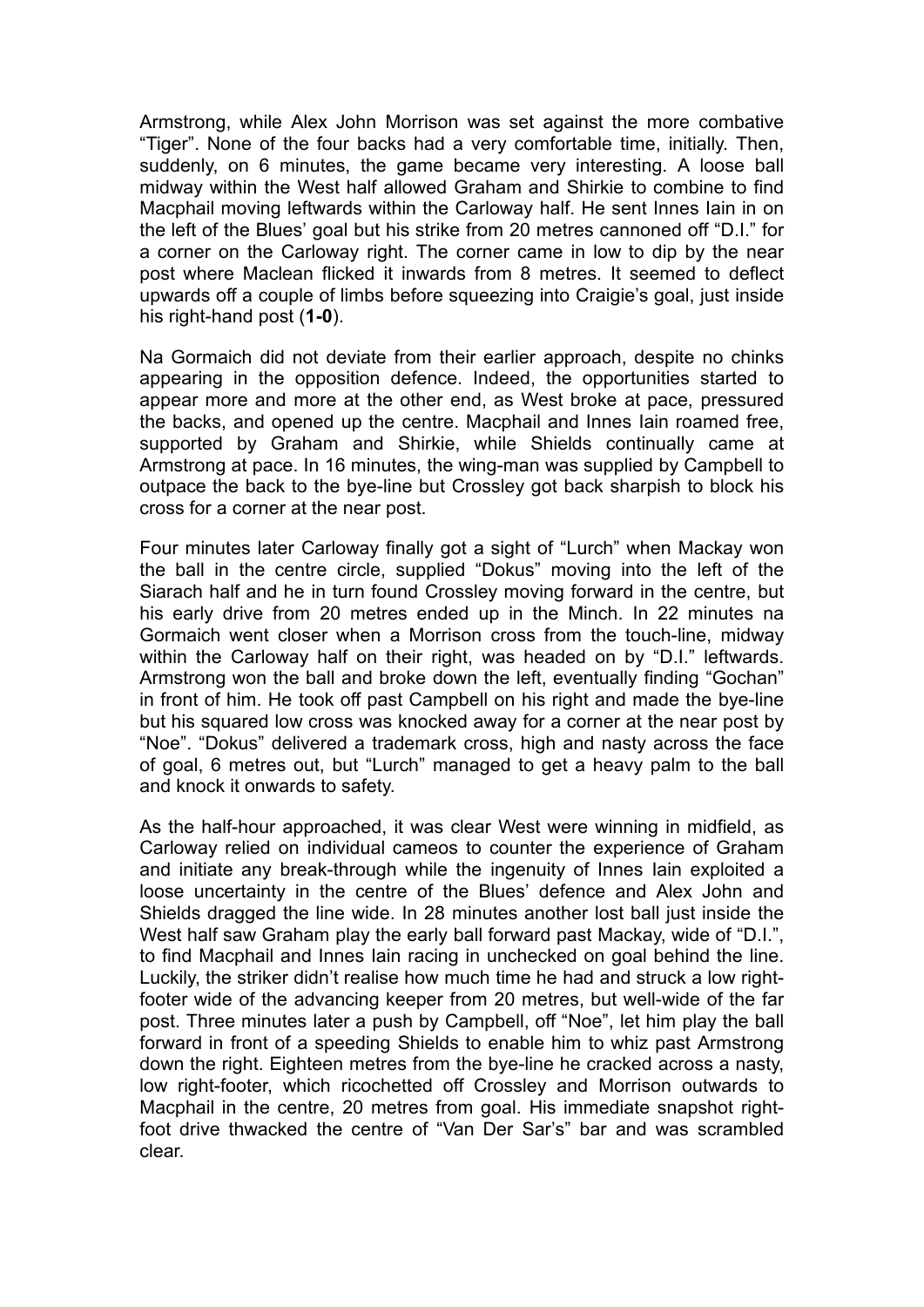Armstrong, while Alex John Morrison was set against the more combative "Tiger". None of the four backs had a very comfortable time, initially. Then, suddenly, on 6 minutes, the game became very interesting. A loose ball midway within the West half allowed Graham and Shirkie to combine to find Macphail moving leftwards within the Carloway half. He sent Innes Iain in on the left of the Blues' goal but his strike from 20 metres cannoned off "D.I." for a corner on the Carloway right. The corner came in low to dip by the near post where Maclean flicked it inwards from 8 metres. It seemed to deflect upwards off a couple of limbs before squeezing into Craigie's goal, just inside his right-hand post (**1-0**).

Na Gormaich did not deviate from their earlier approach, despite no chinks appearing in the opposition defence. Indeed, the opportunities started to appear more and more at the other end, as West broke at pace, pressured the backs, and opened up the centre. Macphail and Innes Iain roamed free, supported by Graham and Shirkie, while Shields continually came at Armstrong at pace. In 16 minutes, the wing-man was supplied by Campbell to outpace the back to the bye-line but Crossley got back sharpish to block his cross for a corner at the near post.

Four minutes later Carloway finally got a sight of "Lurch" when Mackay won the ball in the centre circle, supplied "Dokus" moving into the left of the Siarach half and he in turn found Crossley moving forward in the centre, but his early drive from 20 metres ended up in the Minch. In 22 minutes na Gormaich went closer when a Morrison cross from the touch-line, midway within the Carloway half on their right, was headed on by "D.I." leftwards. Armstrong won the ball and broke down the left, eventually finding "Gochan" in front of him. He took off past Campbell on his right and made the bye-line but his squared low cross was knocked away for a corner at the near post by "Noe". "Dokus" delivered a trademark cross, high and nasty across the face of goal, 6 metres out, but "Lurch" managed to get a heavy palm to the ball and knock it onwards to safety.

As the half-hour approached, it was clear West were winning in midfield, as Carloway relied on individual cameos to counter the experience of Graham and initiate any break-through while the ingenuity of Innes Iain exploited a loose uncertainty in the centre of the Blues' defence and Alex John and Shields dragged the line wide. In 28 minutes another lost ball just inside the West half saw Graham play the early ball forward past Mackay, wide of "D.I.", to find Macphail and Innes Iain racing in unchecked on goal behind the line. Luckily, the striker didn't realise how much time he had and struck a low right-footer wide of the advancing keeper from 20 metres, but well-wide of the far post. Three minutes later a push by Campbell, off "Noe", let him play the ball forward in front of a speeding Shields to enable him to whiz past Armstrong down the right. Eighteen metres from the bye-line he cracked across a nasty, low right-footer, which ricochetted off Crossley and Morrison outwards to Macphail in the centre, 20 metres from goal. His immediate snapshot right-foot drive thwacked the centre of "Van Der Sar's" bar and was scrambled clear.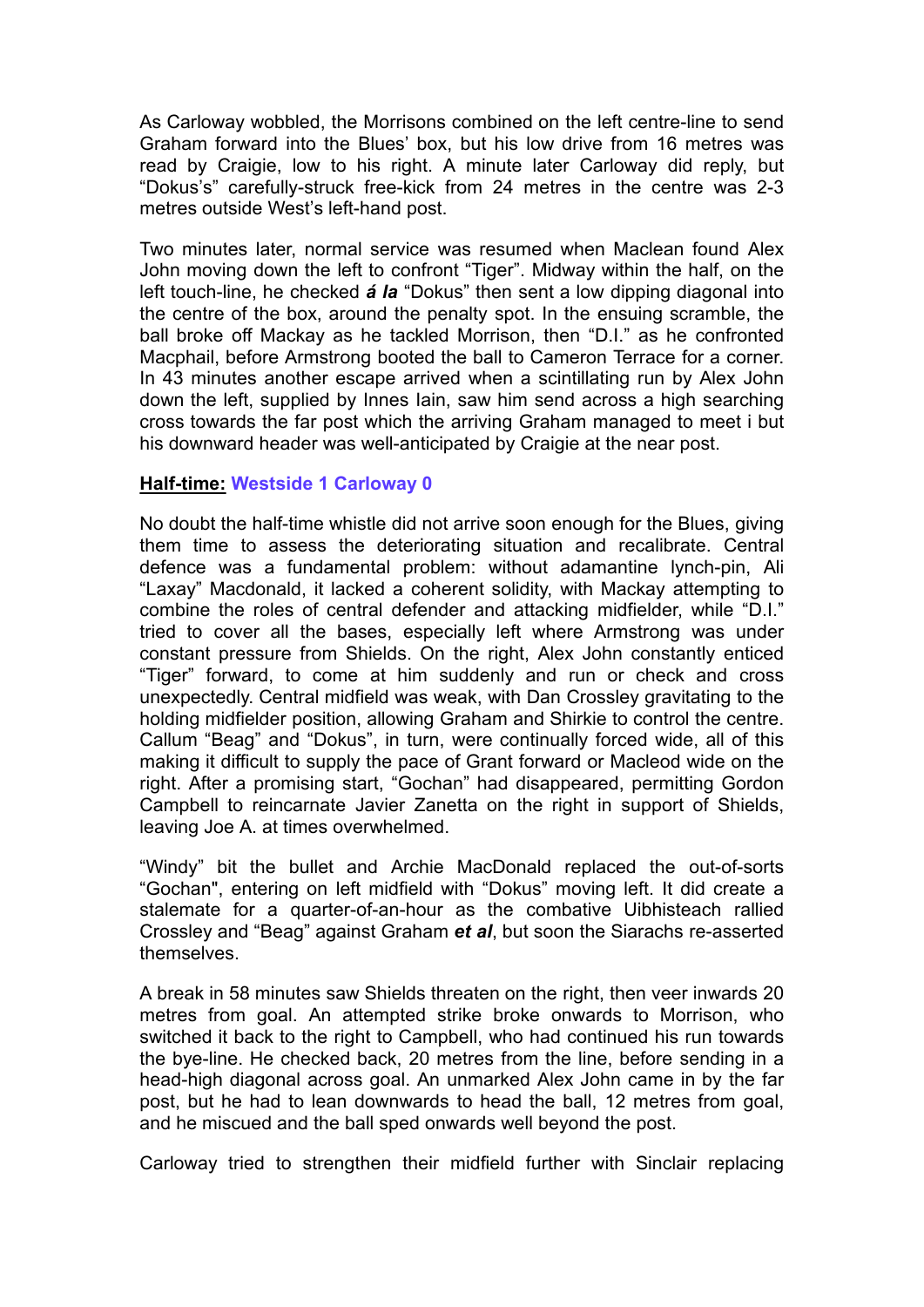As Carloway wobbled, the Morrisons combined on the left centre-line to send Graham forward into the Blues' box, but his low drive from 16 metres was read by Craigie, low to his right. A minute later Carloway did reply, but "Dokus's" carefully-struck free-kick from 24 metres in the centre was 2-3 metres outside West's left-hand post.

Two minutes later, normal service was resumed when Maclean found Alex John moving down the left to confront "Tiger". Midway within the half, on the left touch-line, he checked ***á la*** "Dokus" then sent a low dipping diagonal into the centre of the box, around the penalty spot. In the ensuing scramble, the ball broke off Mackay as he tackled Morrison, then "D.I." as he confronted Macphail, before Armstrong booted the ball to Cameron Terrace for a corner. In 43 minutes another escape arrived when a scintillating run by Alex John down the left, supplied by Innes Iain, saw him send across a high searching cross towards the far post which the arriving Graham managed to meet i but his downward header was well-anticipated by Craigie at the near post.

**Half-time:** **Westside 1 Carloway 0**

No doubt the half-time whistle did not arrive soon enough for the Blues, giving them time to assess the deteriorating situation and recalibrate. Central defence was a fundamental problem: without adamantine lynch-pin, Ali "Laxay" Macdonald, it lacked a coherent solidity, with Mackay attempting to combine the roles of central defender and attacking midfielder, while "D.I." tried to cover all the bases, especially left where Armstrong was under constant pressure from Shields. On the right, Alex John constantly enticed "Tiger" forward, to come at him suddenly and run or check and cross unexpectedly. Central midfield was weak, with Dan Crossley gravitating to the holding midfielder position, allowing Graham and Shirkie to control the centre. Callum "Beag" and "Dokus", in turn, were continually forced wide, all of this making it difficult to supply the pace of Grant forward or Macleod wide on the right. After a promising start, "Gochan" had disappeared, permitting Gordon Campbell to reincarnate Javier Zanetta on the right in support of Shields, leaving Joe A. at times overwhelmed.

"Windy" bit the bullet and Archie MacDonald replaced the out-of-sorts "Gochan", entering on left midfield with "Dokus" moving left. It did create a stalemate for a quarter-of-an-hour as the combative Uibhisteach rallied Crossley and "Beag" against Graham ***et al***, but soon the Siarachs re-asserted themselves.

A break in 58 minutes saw Shields threaten on the right, then veer inwards 20 metres from goal. An attempted strike broke onwards to Morrison, who switched it back to the right to Campbell, who had continued his run towards the bye-line. He checked back, 20 metres from the line, before sending in a head-high diagonal across goal. An unmarked Alex John came in by the far post, but he had to lean downwards to head the ball, 12 metres from goal, and he miscued and the ball sped onwards well beyond the post.

Carloway tried to strengthen their midfield further with Sinclair replacing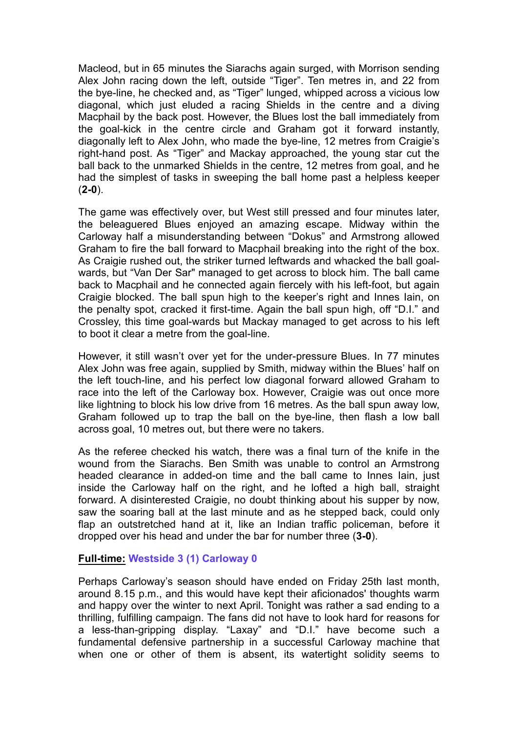Macleod, but in 65 minutes the Siarachs again surged, with Morrison sending Alex John racing down the left, outside "Tiger". Ten metres in, and 22 from the bye-line, he checked and, as "Tiger" lunged, whipped across a vicious low diagonal, which just eluded a racing Shields in the centre and a diving Macphail by the back post. However, the Blues lost the ball immediately from the goal-kick in the centre circle and Graham got it forward instantly, diagonally left to Alex John, who made the bye-line, 12 metres from Craigie's right-hand post. As "Tiger" and Mackay approached, the young star cut the ball back to the unmarked Shields in the centre, 12 metres from goal, and he had the simplest of tasks in sweeping the ball home past a helpless keeper (**2-0**).

The game was effectively over, but West still pressed and four minutes later, the beleaguered Blues enjoyed an amazing escape. Midway within the Carloway half a misunderstanding between "Dokus" and Armstrong allowed Graham to fire the ball forward to Macphail breaking into the right of the box. As Craigie rushed out, the striker turned leftwards and whacked the ball goal-wards, but "Van Der Sar" managed to get across to block him. The ball came back to Macphail and he connected again fiercely with his left-foot, but again Craigie blocked. The ball spun high to the keeper's right and Innes Iain, on the penalty spot, cracked it first-time. Again the ball spun high, off "D.I." and Crossley, this time goal-wards but Mackay managed to get across to his left to boot it clear a metre from the goal-line.

However, it still wasn't over yet for the under-pressure Blues. In 77 minutes Alex John was free again, supplied by Smith, midway within the Blues' half on the left touch-line, and his perfect low diagonal forward allowed Graham to race into the left of the Carloway box. However, Craigie was out once more like lightning to block his low drive from 16 metres. As the ball spun away low, Graham followed up to trap the ball on the bye-line, then flash a low ball across goal, 10 metres out, but there were no takers.

As the referee checked his watch, there was a final turn of the knife in the wound from the Siarachs. Ben Smith was unable to control an Armstrong headed clearance in added-on time and the ball came to Innes Iain, just inside the Carloway half on the right, and he lofted a high ball, straight forward. A disinterested Craigie, no doubt thinking about his supper by now, saw the soaring ball at the last minute and as he stepped back, could only flap an outstretched hand at it, like an Indian traffic policeman, before it dropped over his head and under the bar for number three (**3-0**).

**Full-time:** **Westside 3 (1) Carloway 0**

Perhaps Carloway's season should have ended on Friday 25th last month, around 8.15 p.m., and this would have kept their aficionados' thoughts warm and happy over the winter to next April. Tonight was rather a sad ending to a thrilling, fulfilling campaign. The fans did not have to look hard for reasons for a less-than-gripping display. "Laxay" and "D.I." have become such a fundamental defensive partnership in a successful Carloway machine that when one or other of them is absent, its watertight solidity seems to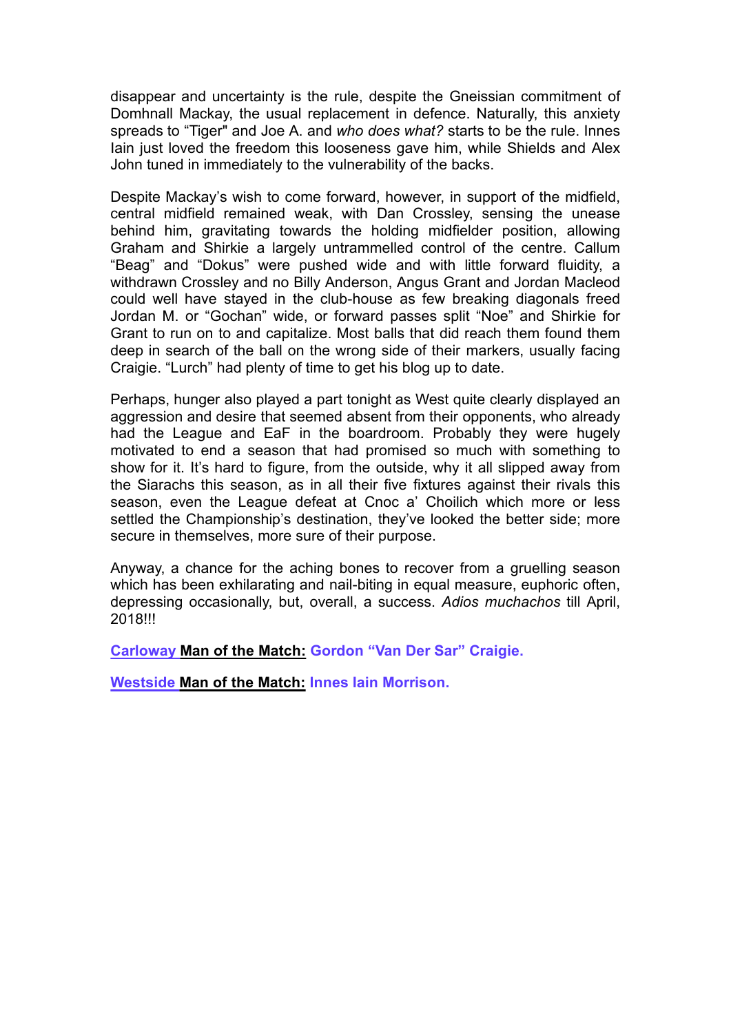disappear and uncertainty is the rule, despite the Gneissian commitment of Domhnall Mackay, the usual replacement in defence. Naturally, this anxiety spreads to "Tiger" and Joe A. and *who does what?* starts to be the rule. Innes Iain just loved the freedom this looseness gave him, while Shields and Alex John tuned in immediately to the vulnerability of the backs.

Despite Mackay's wish to come forward, however, in support of the midfield, central midfield remained weak, with Dan Crossley, sensing the unease behind him, gravitating towards the holding midfielder position, allowing Graham and Shirkie a largely untrammelled control of the centre. Callum "Beag" and "Dokus" were pushed wide and with little forward fluidity, a withdrawn Crossley and no Billy Anderson, Angus Grant and Jordan Macleod could well have stayed in the club-house as few breaking diagonals freed Jordan M. or "Gochan" wide, or forward passes split "Noe" and Shirkie for Grant to run on to and capitalize. Most balls that did reach them found them deep in search of the ball on the wrong side of their markers, usually facing Craigie. "Lurch" had plenty of time to get his blog up to date.

Perhaps, hunger also played a part tonight as West quite clearly displayed an aggression and desire that seemed absent from their opponents, who already had the League and EaF in the boardroom. Probably they were hugely motivated to end a season that had promised so much with something to show for it. It's hard to figure, from the outside, why it all slipped away from the Siarachs this season, as in all their five fixtures against their rivals this season, even the League defeat at Cnoc a' Choilich which more or less settled the Championship's destination, they've looked the better side; more secure in themselves, more sure of their purpose.

Anyway, a chance for the aching bones to recover from a gruelling season which has been exhilarating and nail-biting in equal measure, euphoric often, depressing occasionally, but, overall, a success. *Adios muchachos* till April, 2018!!!

**Carloway Man of the Match: Gordon "Van Der Sar" Craigie.**

**Westside Man of the Match: Innes Iain Morrison.**